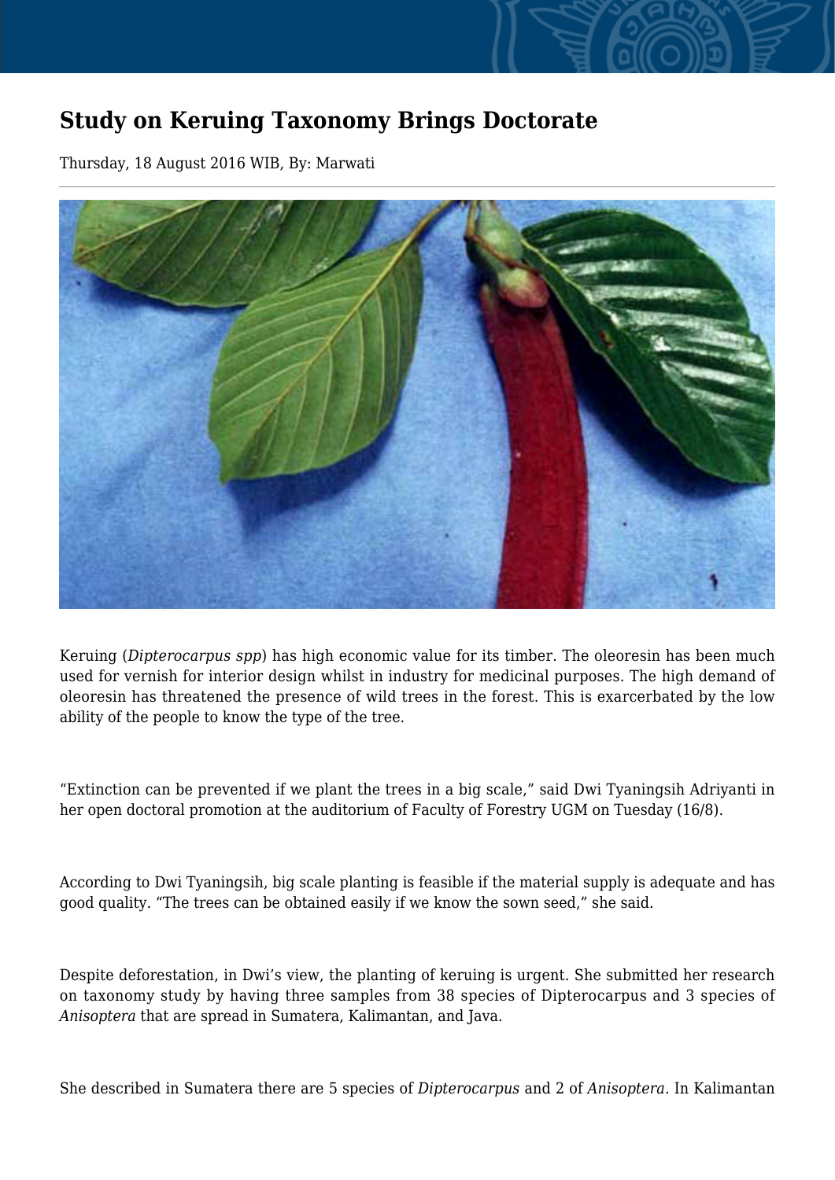# Study on Keruing Taxonomy Brings Doctorate

Thursday, 18 August 2016 WIB, By: Marwati

Keruing (*Dipterocarpus spp*) has high economic value for its timber. The oleoresin has been much used for vernish for interior design whilst in industry for medicinal purposes. The high demand of oleoresin has threatened the presence of wild trees in the forest. This is exarcerbated by the low ability of the people to know the type of the tree.

“Extinction can be prevented if we plant the trees in a big scale,” said Dwi Tyaningsih Adriyanti in her open doctoral promotion at the auditorium of Faculty of Forestry UGM on Tuesday (16/8).

According to Dwi Tyaningsih, big scale planting is feasible if the material supply is adequate and has good quality. “The trees can be obtained easily if we know the sown seed,” she said.

Despite deforestation, in Dwi’s view, the planting of keruing is urgent. She submitted her research on taxonomy study by having three samples from 38 species of Dipterocarpus and 3 species of *Anisoptera* that are spread in Sumatera, Kalimantan, and Java.

She described in Sumatera there are 5 species of *Dipterocarpus* and 2 of *Anisoptera*. In Kalimantan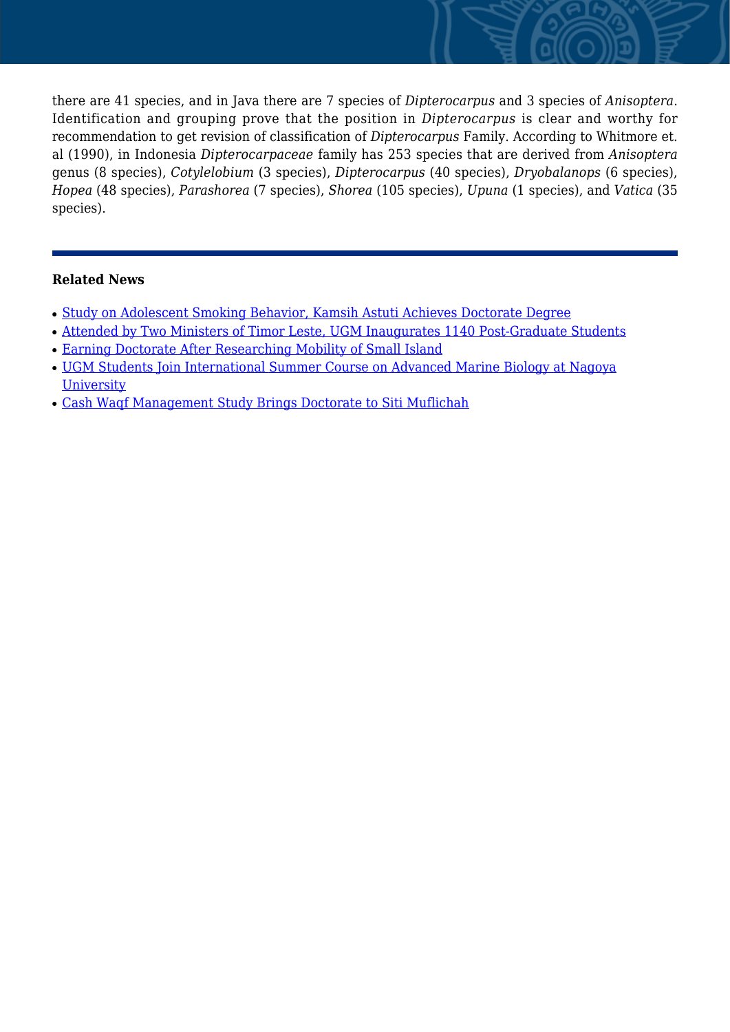there are 41 species, and in Java there are 7 species of *Dipterocarpus* and 3 species of *Anisoptera*. Identification and grouping prove that the position in *Dipterocarpus* is clear and worthy for recommendation to get revision of classification of *Dipterocarpus* Family. According to Whitmore et. al (1990), in Indonesia *Dipterocarpaceae* family has 253 species that are derived from *Anisoptera* genus (8 species), *Cotylelobium* (3 species), *Dipterocarpus* (40 species), *Dryobalanops* (6 species), *Hopea* (48 species), *Parashorea* (7 species), *Shorea* (105 species), *Upuna* (1 species), and *Vatica* (35 species).

---

**Related News**

- Study on Adolescent Smoking Behavior, Kamsih Astuti Achieves Doctorate Degree
- Attended by Two Ministers of Timor Leste, UGM Inaugurates 1140 Post-Graduate Students
- Earning Doctorate After Researching Mobility of Small Island
- UGM Students Join International Summer Course on Advanced Marine Biology at Nagoya University
- Cash Waqf Management Study Brings Doctorate to Siti Muflichah